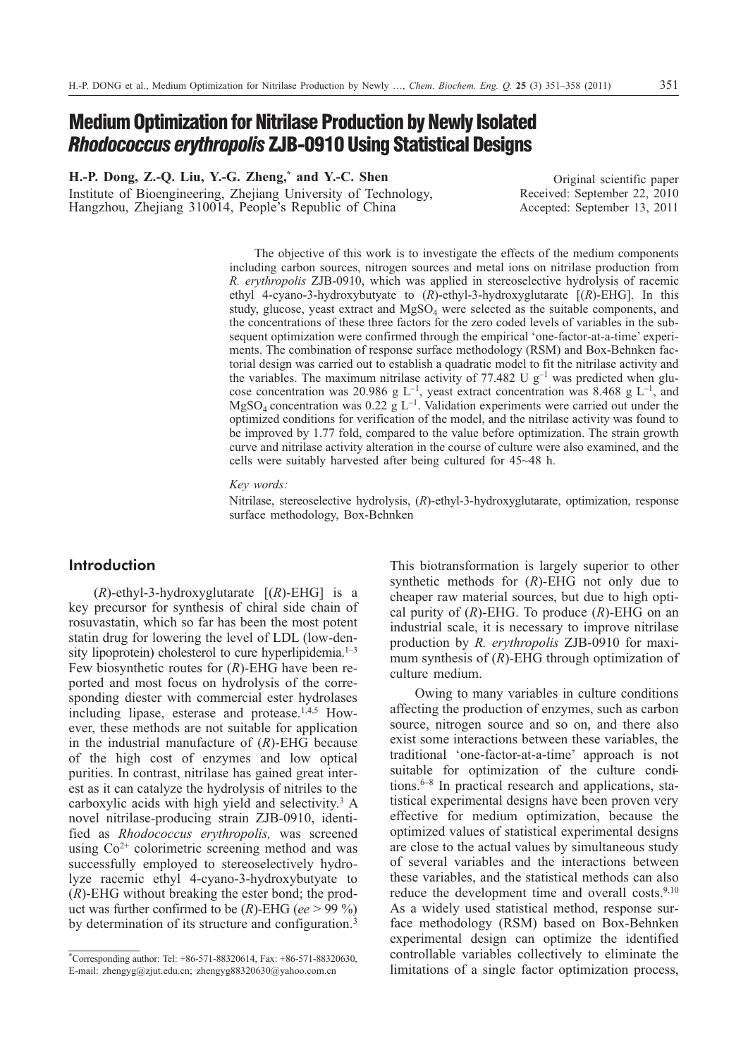# Medium Optimization for Nitrilase Production by Newly Isolated *Rhodococcus erythropolis* ZJB-0910 Using Statistical Designs

**H.-P. Dong, Z.-Q. Liu, Y.-G. Zheng,\* and Y.-C. Shen**

Institute of Bioengineering, Zhejiang University of Technology, Hangzhou, Zhejiang 310014, People's Republic of China

Original scientific paper
Received: September 22, 2010
Accepted: September 13, 2011

The objective of this work is to investigate the effects of the medium components including carbon sources, nitrogen sources and metal ions on nitrilase production from *R. erythropolis* ZJB-0910, which was applied in stereoselective hydrolysis of racemic ethyl 4-cyano-3-hydroxybutyate to (*R*)-ethyl-3-hydroxyglutarate [(*R*)-EHG]. In this study, glucose, yeast extract and $MgSO_4$ were selected as the suitable components, and the concentrations of these three factors for the zero coded levels of variables in the subsequent optimization were confirmed through the empirical 'one-factor-at-a-time' experiments. The combination of response surface methodology (RSM) and Box-Behnken factorial design was carried out to establish a quadratic model to fit the nitrilase activity and the variables. The maximum nitrilase activity of 77.482 U $g^{-1}$ was predicted when glucose concentration was 20.986 g $L^{-1}$, yeast extract concentration was 8.468 g $L^{-1}$, and $MgSO_4$ concentration was 0.22 g $L^{-1}$. Validation experiments were carried out under the optimized conditions for verification of the model, and the nitrilase activity was found to be improved by 1.77 fold, compared to the value before optimization. The strain growth curve and nitrilase activity alteration in the course of culture were also examined, and the cells were suitably harvested after being cultured for 45~48 h.

*Key words:*

Nitrilase, stereoselective hydrolysis, (*R*)-ethyl-3-hydroxyglutarate, optimization, response surface methodology, Box-Behnken

## Introduction

(*R*)-ethyl-3-hydroxyglutarate [(*R*)-EHG] is a key precursor for synthesis of chiral side chain of rosuvastatin, which so far has been the most potent statin drug for lowering the level of LDL (low-density lipoprotein) cholesterol to cure hyperlipidemia.[1–3] Few biosynthetic routes for (*R*)-EHG have been reported and most focus on hydrolysis of the corresponding diester with commercial ester hydrolases including lipase, esterase and protease.[1,4,5] However, these methods are not suitable for application in the industrial manufacture of (*R*)-EHG because of the high cost of enzymes and low optical purities. In contrast, nitrilase has gained great interest as it can catalyze the hydrolysis of nitriles to the carboxylic acids with high yield and selectivity.[3] A novel nitrilase-producing strain ZJB-0910, identified as *Rhodococcus erythropolis,* was screened using $Co^{2+}$ colorimetric screening method and was successfully employed to stereoselectively hydrolyze racemic ethyl 4-cyano-3-hydroxybutyate to (*R*)-EHG without breaking the ester bond; the product was further confirmed to be (*R*)-EHG (*ee* > 99 %) by determination of its structure and configuration.[3]

This biotransformation is largely superior to other synthetic methods for (*R*)-EHG not only due to cheaper raw material sources, but due to high optical purity of (*R*)-EHG. To produce (*R*)-EHG on an industrial scale, it is necessary to improve nitrilase production by *R. erythropolis* ZJB-0910 for maximum synthesis of (*R*)-EHG through optimization of culture medium.

Owing to many variables in culture conditions affecting the production of enzymes, such as carbon source, nitrogen source and so on, and there also exist some interactions between these variables, the traditional 'one-factor-at-a-time' approach is not suitable for optimization of the culture conditions.[6–8] In practical research and applications, statistical experimental designs have been proven very effective for medium optimization, because the optimized values of statistical experimental designs are close to the actual values by simultaneous study of several variables and the interactions between these variables, and the statistical methods can also reduce the development time and overall costs.[9,10] As a widely used statistical method, response surface methodology (RSM) based on Box-Behnken experimental design can optimize the identified controllable variables collectively to eliminate the limitations of a single factor optimization process,

\*Corresponding author: Tel: +86-571-88320614, Fax: +86-571-88320630, E-mail: zhengyg@zjut.edu.cn; zhengyg88320630@yahoo.com.cn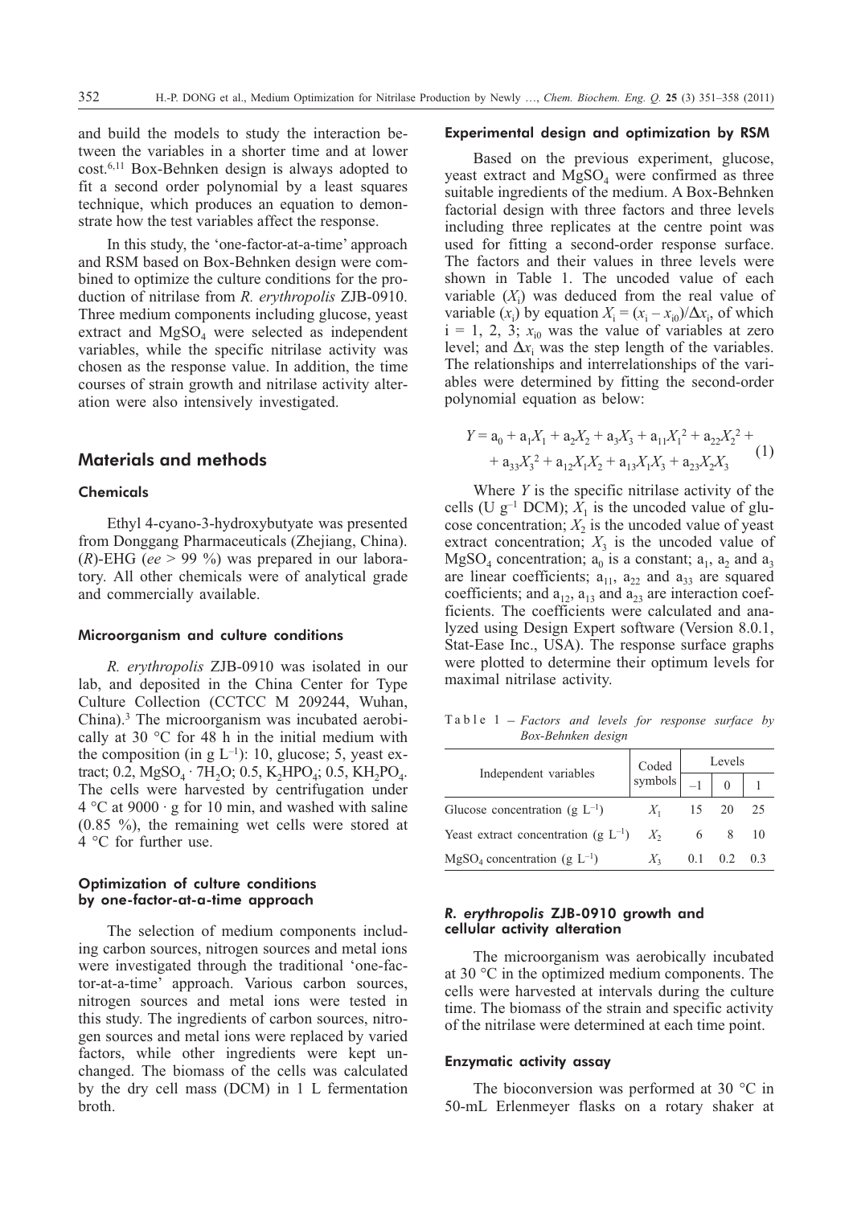and build the models to study the interaction between the variables in a shorter time and at lower cost.[6,11] Box-Behnken design is always adopted to fit a second order polynomial by a least squares technique, which produces an equation to demonstrate how the test variables affect the response.

In this study, the 'one-factor-at-a-time' approach and RSM based on Box-Behnken design were combined to optimize the culture conditions for the production of nitrilase from *R. erythropolis* ZJB-0910. Three medium components including glucose, yeast extract and $MgSO_4$ were selected as independent variables, while the specific nitrilase activity was chosen as the response value. In addition, the time courses of strain growth and nitrilase activity alteration were also intensively investigated.

## Materials and methods

### Chemicals

Ethyl 4-cyano-3-hydroxybutyate was presented from Donggang Pharmaceuticals (Zhejiang, China). (*R*)-EHG (*ee* > 99 %) was prepared in our laboratory. All other chemicals were of analytical grade and commercially available.

### Microorganism and culture conditions

*R. erythropolis* ZJB-0910 was isolated in our lab, and deposited in the China Center for Type Culture Collection (CCTCC M 209244, Wuhan, China).[3] The microorganism was incubated aerobically at 30 °C for 48 h in the initial medium with the composition (in g $L^{-1}$): 10, glucose; 5, yeast extract; 0.2, $MgSO_4 \cdot 7H_2O$; 0.5, $K_2HPO_4$; 0.5, $KH_2PO_4$. The cells were harvested by centrifugation under 4 °C at 9000 · g for 10 min, and washed with saline (0.85 %), the remaining wet cells were stored at 4 °C for further use.

### Optimization of culture conditions by one-factor-at-a-time approach

The selection of medium components including carbon sources, nitrogen sources and metal ions were investigated through the traditional 'one-factor-at-a-time' approach. Various carbon sources, nitrogen sources and metal ions were tested in this study. The ingredients of carbon sources, nitrogen sources and metal ions were replaced by varied factors, while other ingredients were kept unchanged. The biomass of the cells was calculated by the dry cell mass (DCM) in 1 L fermentation broth.

### Experimental design and optimization by RSM

Based on the previous experiment, glucose, yeast extract and $MgSO_4$ were confirmed as three suitable ingredients of the medium. A Box-Behnken factorial design with three factors and three levels including three replicates at the centre point was used for fitting a second-order response surface. The factors and their values in three levels were shown in Table 1. The uncoded value of each variable ($X_i$) was deduced from the real value of variable ($x_i$) by equation $X_i = (x_i - x_{i0})/\Delta x_i$, of which $i = 1, 2, 3$; $x_{i0}$ was the value of variables at zero level; and $\Delta x_i$ was the step length of the variables. The relationships and interrelationships of the variables were determined by fitting the second-order polynomial equation as below:

$$Y = a_0 + a_1X_1 + a_2X_2 + a_3X_3 + a_{11}X_1^2 + a_{22}X_2^2 + a_{33}X_3^2 + a_{12}X_1X_2 + a_{13}X_1X_3 + a_{23}X_2X_3 \quad (1)$$

Where $Y$ is the specific nitrilase activity of the cells (U $g^{-1}$ DCM); $X_1$ is the uncoded value of glucose concentration; $X_2$ is the uncoded value of yeast extract concentration; $X_3$ is the uncoded value of $MgSO_4$ concentration; $a_0$ is a constant; $a_1$, $a_2$ and $a_3$ are linear coefficients; $a_{11}$, $a_{22}$ and $a_{33}$ are squared coefficients; and $a_{12}$, $a_{13}$ and $a_{23}$ are interaction coefficients. The coefficients were calculated and analyzed using Design Expert software (Version 8.0.1, Stat-Ease Inc., USA). The response surface graphs were plotted to determine their optimum levels for maximal nitrilase activity.

Table 1 – *Factors and levels for response surface by Box-Behnken design*

| Independent variables | Coded symbols | Levels | | |
|---|---|---|---|---|
| | | −1 | 0 | 1 |
| Glucose concentration (g $L^{-1}$) | $X_1$ | 15 | 20 | 25 |
| Yeast extract concentration (g $L^{-1}$) | $X_2$ | 6 | 8 | 10 |
| $MgSO_4$ concentration (g $L^{-1}$) | $X_3$ | 0.1 | 0.2 | 0.3 |

### *R. erythropolis* ZJB-0910 growth and cellular activity alteration

The microorganism was aerobically incubated at 30 °C in the optimized medium components. The cells were harvested at intervals during the culture time. The biomass of the strain and specific activity of the nitrilase were determined at each time point.

### Enzymatic activity assay

The bioconversion was performed at 30 °C in 50-mL Erlenmeyer flasks on a rotary shaker at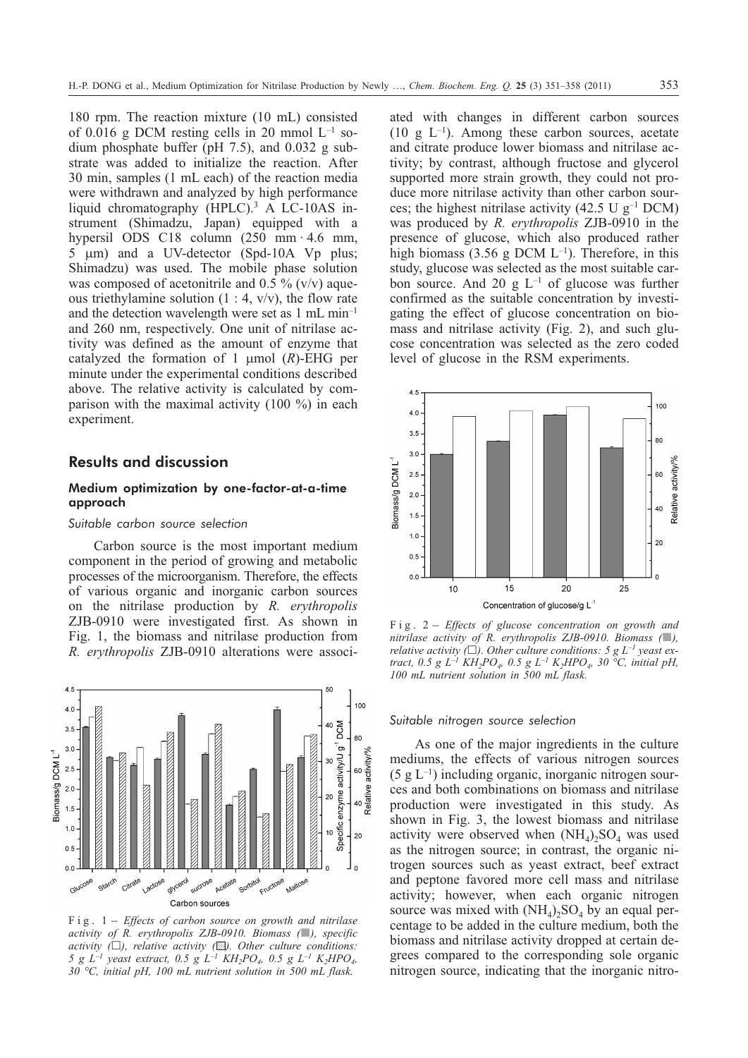180 rpm. The reaction mixture (10 mL) consisted of 0.016 g DCM resting cells in 20 mmol $L^{-1}$ sodium phosphate buffer (pH 7.5), and 0.032 g substrate was added to initialize the reaction. After 30 min, samples (1 mL each) of the reaction media were withdrawn and analyzed by high performance liquid chromatography (HPLC).[3] A LC-10AS instrument (Shimadzu, Japan) equipped with a hypersil ODS C18 column (250 mm · 4.6 mm, 5 μm) and a UV-detector (Spd-10A Vp plus; Shimadzu) was used. The mobile phase solution was composed of acetonitrile and 0.5 % (v/v) aqueous triethylamine solution (1 : 4, v/v), the flow rate and the detection wavelength were set as 1 mL $min^{-1}$ and 260 nm, respectively. One unit of nitrilase activity was defined as the amount of enzyme that catalyzed the formation of 1 μmol (*R*)-EHG per minute under the experimental conditions described above. The relative activity is calculated by comparison with the maximal activity (100 %) in each experiment.

## Results and discussion

### Medium optimization by one-factor-at-a-time approach

*Suitable carbon source selection*

Carbon source is the most important medium component in the period of growing and metabolic processes of the microorganism. Therefore, the effects of various organic and inorganic carbon sources on the nitrilase production by *R. erythropolis* ZJB-0910 were investigated first. As shown in Fig. 1, the biomass and nitrilase production from *R. erythropolis* ZJB-0910 alterations were associated with changes in different carbon sources (10 g $L^{-1}$). Among these carbon sources, acetate and citrate produce lower biomass and nitrilase activity; by contrast, although fructose and glycerol supported more strain growth, they could not produce more nitrilase activity than other carbon sources; the highest nitrilase activity (42.5 U $g^{-1}$ DCM) was produced by *R. erythropolis* ZJB-0910 in the presence of glucose, which also produced rather high biomass (3.56 g DCM $L^{-1}$). Therefore, in this study, glucose was selected as the most suitable carbon source. And 20 g $L^{-1}$ of glucose was further confirmed as the suitable concentration by investigating the effect of glucose concentration on biomass and nitrilase activity (Fig. 2), and such glucose concentration was selected as the zero coded level of glucose in the RSM experiments.

Fig. 1 – *Effects of carbon source on growth and nitrilase activity of R. erythropolis ZJB-0910. Biomass (■), specific activity (□), relative activity (▨). Other culture conditions: 5 g $L^{-1}$ yeast extract, 0.5 g $L^{-1}$ $KH_2PO_4$, 0.5 g $L^{-1}$ $K_2HPO_4$, 30 °C, initial pH, 100 mL nutrient solution in 500 mL flask.*

Fig. 2 – *Effects of glucose concentration on growth and nitrilase activity of R. erythropolis ZJB-0910. Biomass (■), relative activity (□). Other culture conditions: 5 g $L^{-1}$ yeast extract, 0.5 g $L^{-1}$ $KH_2PO_4$, 0.5 g $L^{-1}$ $K_2HPO_4$, 30 °C, initial pH, 100 mL nutrient solution in 500 mL flask.*

*Suitable nitrogen source selection*

As one of the major ingredients in the culture mediums, the effects of various nitrogen sources (5 g $L^{-1}$) including organic, inorganic nitrogen sources and both combinations on biomass and nitrilase production were investigated in this study. As shown in Fig. 3, the lowest biomass and nitrilase activity were observed when $(NH_4)_2SO_4$ was used as the nitrogen source; in contrast, the organic nitrogen sources such as yeast extract, beef extract and peptone favored more cell mass and nitrilase activity; however, when each organic nitrogen source was mixed with $(NH_4)_2SO_4$ by an equal percentage to be added in the culture medium, both the biomass and nitrilase activity dropped at certain degrees compared to the corresponding sole organic nitrogen source, indicating that the inorganic nitro-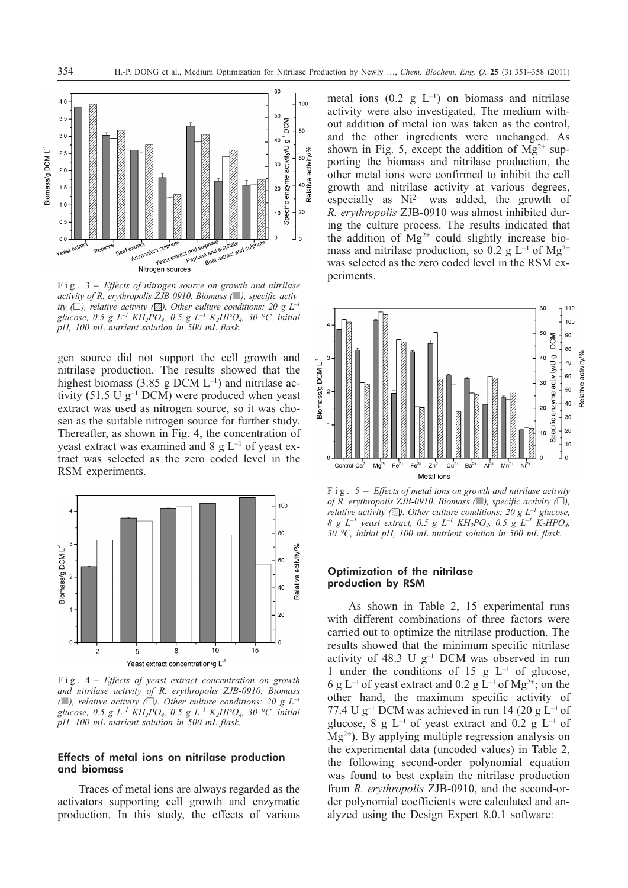Fig. 3 – *Effects of nitrogen source on growth and nitrilase activity of R. erythropolis ZJB-0910. Biomass (■), specific activity (□), relative activity (▨). Other culture conditions: 20 g $L^{-1}$ glucose, 0.5 g $L^{-1}$ $KH_2PO_4$, 0.5 g $L^{-1}$ $K_2HPO_4$, 30 °C, initial pH, 100 mL nutrient solution in 500 mL flask.*

gen source did not support the cell growth and nitrilase production. The results showed that the highest biomass (3.85 g DCM $L^{-1}$) and nitrilase activity (51.5 U $g^{-1}$ DCM) were produced when yeast extract was used as nitrogen source, so it was chosen as the suitable nitrogen source for further study. Thereafter, as shown in Fig. 4, the concentration of yeast extract was examined and 8 g $L^{-1}$ of yeast extract was selected as the zero coded level in the RSM experiments.

Fig. 4 – *Effects of yeast extract concentration on growth and nitrilase activity of R. erythropolis ZJB-0910. Biomass (■), relative activity (□). Other culture conditions: 20 g $L^{-1}$ glucose, 0.5 g $L^{-1}$ $KH_2PO_4$, 0.5 g $L^{-1}$ $K_2HPO_4$, 30 °C, initial pH, 100 mL nutrient solution in 500 mL flask.*

### Effects of metal ions on nitrilase production and biomass

Traces of metal ions are always regarded as the activators supporting cell growth and enzymatic production. In this study, the effects of various metal ions (0.2 g $L^{-1}$) on biomass and nitrilase activity were also investigated. The medium without addition of metal ion was taken as the control, and the other ingredients were unchanged. As shown in Fig. 5, except the addition of $Mg^{2+}$ supporting the biomass and nitrilase production, the other metal ions were confirmed to inhibit the cell growth and nitrilase activity at various degrees, especially as $Ni^{2+}$ was added, the growth of *R. erythropolis* ZJB-0910 was almost inhibited during the culture process. The results indicated that the addition of $Mg^{2+}$ could slightly increase biomass and nitrilase production, so 0.2 g $L^{-1}$ of $Mg^{2+}$ was selected as the zero coded level in the RSM experiments.

Fig. 5 – *Effects of metal ions on growth and nitrilase activity of R. erythropolis ZJB-0910. Biomass (■), specific activity (□), relative activity (▨). Other culture conditions: 20 g $L^{-1}$ glucose, 8 g $L^{-1}$ yeast extract, 0.5 g $L^{-1}$ $KH_2PO_4$, 0.5 g $L^{-1}$ $K_2HPO_4$, 30 °C, initial pH, 100 mL nutrient solution in 500 mL flask.*

### Optimization of the nitrilase production by RSM

As shown in Table 2, 15 experimental runs with different combinations of three factors were carried out to optimize the nitrilase production. The results showed that the minimum specific nitrilase activity of 48.3 U $g^{-1}$ DCM was observed in run 1 under the conditions of 15 g $L^{-1}$ of glucose, 6 g $L^{-1}$ of yeast extract and 0.2 g $L^{-1}$ of $Mg^{2+}$; on the other hand, the maximum specific activity of 77.4 U $g^{-1}$ DCM was achieved in run 14 (20 g $L^{-1}$ of glucose, 8 g $L^{-1}$ of yeast extract and 0.2 g $L^{-1}$ of $Mg^{2+}$). By applying multiple regression analysis on the experimental data (uncoded values) in Table 2, the following second-order polynomial equation was found to best explain the nitrilase production from *R. erythropolis* ZJB-0910, and the second-order polynomial coefficients were calculated and analyzed using the Design Expert 8.0.1 software: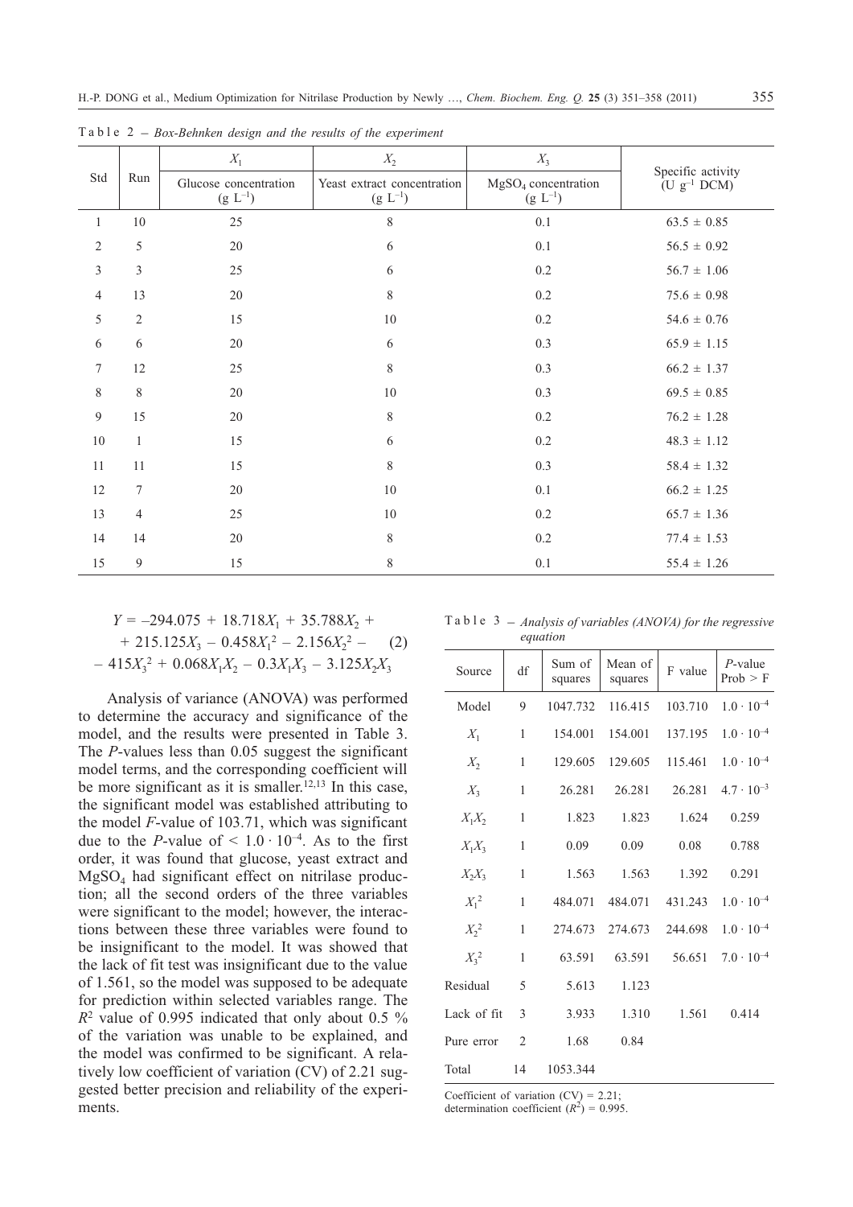Table 2 – *Box-Behnken design and the results of the experiment*

| Std | Run | $X_1$ Glucose concentration (g $L^{-1}$) | $X_2$ Yeast extract concentration (g $L^{-1}$) | $X_3$ $MgSO_4$ concentration (g $L^{-1}$) | Specific activity (U $g^{-1}$ DCM) |
|---|---|---|---|---|---|
| 1 | 10 | 25 | 8 | 0.1 | 63.5 ± 0.85 |
| 2 | 5 | 20 | 6 | 0.1 | 56.5 ± 0.92 |
| 3 | 3 | 25 | 6 | 0.2 | 56.7 ± 1.06 |
| 4 | 13 | 20 | 8 | 0.2 | 75.6 ± 0.98 |
| 5 | 2 | 15 | 10 | 0.2 | 54.6 ± 0.76 |
| 6 | 6 | 20 | 6 | 0.3 | 65.9 ± 1.15 |
| 7 | 12 | 25 | 8 | 0.3 | 66.2 ± 1.37 |
| 8 | 8 | 20 | 10 | 0.3 | 69.5 ± 0.85 |
| 9 | 15 | 20 | 8 | 0.2 | 76.2 ± 1.28 |
| 10 | 1 | 15 | 6 | 0.2 | 48.3 ± 1.12 |
| 11 | 11 | 15 | 8 | 0.3 | 58.4 ± 1.32 |
| 12 | 7 | 20 | 10 | 0.1 | 66.2 ± 1.25 |
| 13 | 4 | 25 | 10 | 0.2 | 65.7 ± 1.36 |
| 14 | 14 | 20 | 8 | 0.2 | 77.4 ± 1.53 |
| 15 | 9 | 15 | 8 | 0.1 | 55.4 ± 1.26 |

$$Y = -294.075 + 18.718X_1 + 35.788X_2 + 215.125X_3 - 0.458X_1^2 - 2.156X_2^2 - 415X_3^2 + 0.068X_1X_2 - 0.3X_1X_3 - 3.125X_2X_3 \quad (2)$$

Analysis of variance (ANOVA) was performed to determine the accuracy and significance of the model, and the results were presented in Table 3. The *P*-values less than 0.05 suggest the significant model terms, and the corresponding coefficient will be more significant as it is smaller.[12,13] In this case, the significant model was established attributing to the model *F*-value of 103.71, which was significant due to the *P*-value of $< 1.0 \cdot 10^{-4}$. As to the first order, it was found that glucose, yeast extract and $MgSO_4$ had significant effect on nitrilase production; all the second orders of the three variables were significant to the model; however, the interactions between these three variables were found to be insignificant to the model. It was showed that the lack of fit test was insignificant due to the value of 1.561, so the model was supposed to be adequate for prediction within selected variables range. The $R^2$ value of 0.995 indicated that only about 0.5 % of the variation was unable to be explained, and the model was confirmed to be significant. A relatively low coefficient of variation (CV) of 2.21 suggested better precision and reliability of the experiments.

Table 3 – *Analysis of variables (ANOVA) for the regressive equation*

| Source | df | Sum of squares | Mean of squares | F value | *P*-value Prob > F |
|---|---|---|---|---|---|
| Model | 9 | 1047.732 | 116.415 | 103.710 | $1.0 \cdot 10^{-4}$ |
| $X_1$ | 1 | 154.001 | 154.001 | 137.195 | $1.0 \cdot 10^{-4}$ |
| $X_2$ | 1 | 129.605 | 129.605 | 115.461 | $1.0 \cdot 10^{-4}$ |
| $X_3$ | 1 | 26.281 | 26.281 | 26.281 | $4.7 \cdot 10^{-3}$ |
| $X_1X_2$ | 1 | 1.823 | 1.823 | 1.624 | 0.259 |
| $X_1X_3$ | 1 | 0.09 | 0.09 | 0.08 | 0.788 |
| $X_2X_3$ | 1 | 1.563 | 1.563 | 1.392 | 0.291 |
| $X_1^2$ | 1 | 484.071 | 484.071 | 431.243 | $1.0 \cdot 10^{-4}$ |
| $X_2^2$ | 1 | 274.673 | 274.673 | 244.698 | $1.0 \cdot 10^{-4}$ |
| $X_3^2$ | 1 | 63.591 | 63.591 | 56.651 | $7.0 \cdot 10^{-4}$ |
| Residual | 5 | 5.613 | 1.123 | | |
| Lack of fit | 3 | 3.933 | 1.310 | 1.561 | 0.414 |
| Pure error | 2 | 1.68 | 0.84 | | |
| Total | 14 | 1053.344 | | | |

Coefficient of variation (CV) = 2.21;
determination coefficient ($R^2$) = 0.995.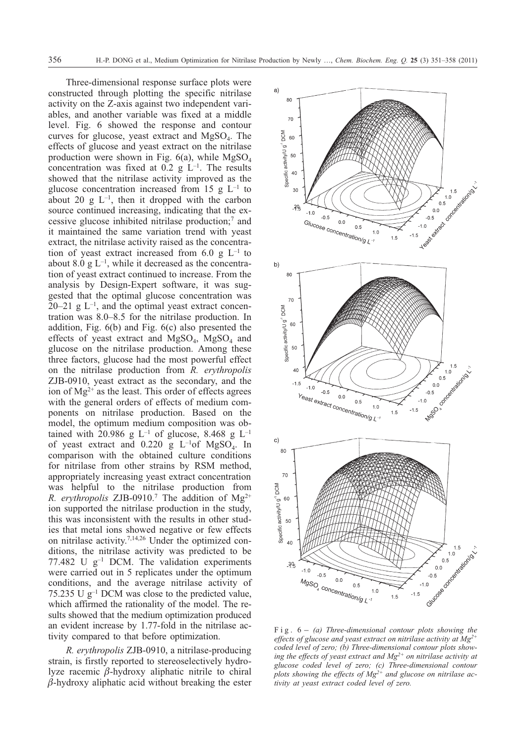Three-dimensional response surface plots were constructed through plotting the specific nitrilase activity on the Z-axis against two independent variables, and another variable was fixed at a middle level. Fig. 6 showed the response and contour curves for glucose, yeast extract and $MgSO_4$. The effects of glucose and yeast extract on the nitrilase production were shown in Fig. 6(a), while $MgSO_4$ concentration was fixed at 0.2 g $L^{-1}$. The results showed that the nitrilase activity improved as the glucose concentration increased from 15 g $L^{-1}$ to about 20 g $L^{-1}$, then it dropped with the carbon source continued increasing, indicating that the excessive glucose inhibited nitrilase production;[7] and it maintained the same variation trend with yeast extract, the nitrilase activity raised as the concentration of yeast extract increased from 6.0 g $L^{-1}$ to about 8.0 g $L^{-1}$, while it decreased as the concentration of yeast extract continued to increase. From the analysis by Design-Expert software, it was suggested that the optimal glucose concentration was 20–21 g $L^{-1}$, and the optimal yeast extract concentration was 8.0–8.5 for the nitrilase production. In addition, Fig. 6(b) and Fig. 6(c) also presented the effects of yeast extract and $MgSO_4$, $MgSO_4$ and glucose on the nitrilase production. Among these three factors, glucose had the most powerful effect on the nitrilase production from *R. erythropolis* ZJB-0910, yeast extract as the secondary, and the ion of $Mg^{2+}$ as the least. This order of effects agrees with the general orders of effects of medium components on nitrilase production. Based on the model, the optimum medium composition was obtained with 20.986 g $L^{-1}$ of glucose, 8.468 g $L^{-1}$ of yeast extract and 0.220 g $L^{-1}$of $MgSO_4$. In comparison with the obtained culture conditions for nitrilase from other strains by RSM method, appropriately increasing yeast extract concentration was helpful to the nitrilase production from *R. erythropolis* ZJB-0910.[7] The addition of $Mg^{2+}$ ion supported the nitrilase production in the study, this was inconsistent with the results in other studies that metal ions showed negative or few effects on nitrilase activity.[7,14,26] Under the optimized conditions, the nitrilase activity was predicted to be 77.482 U $g^{-1}$ DCM. The validation experiments were carried out in 5 replicates under the optimum conditions, and the average nitrilase activity of 75.235 U $g^{-1}$ DCM was close to the predicted value, which affirmed the rationality of the model. The results showed that the medium optimization produced an evident increase by 1.77-fold in the nitrilase activity compared to that before optimization.

*R. erythropolis* ZJB-0910, a nitrilase-producing strain, is firstly reported to stereoselectively hydrolyze racemic $\beta$-hydroxy aliphatic nitrile to chiral $\beta$-hydroxy aliphatic acid without breaking the ester

Fig. 6 – *(a) Three-dimensional contour plots showing the effects of glucose and yeast extract on nitrilase activity at $Mg^{2+}$ coded level of zero; (b) Three-dimensional contour plots showing the effects of yeast extract and $Mg^{2+}$ on nitrilase activity at glucose coded level of zero; (c) Three-dimensional contour plots showing the effects of $Mg^{2+}$ and glucose on nitrilase activity at yeast extract coded level of zero.*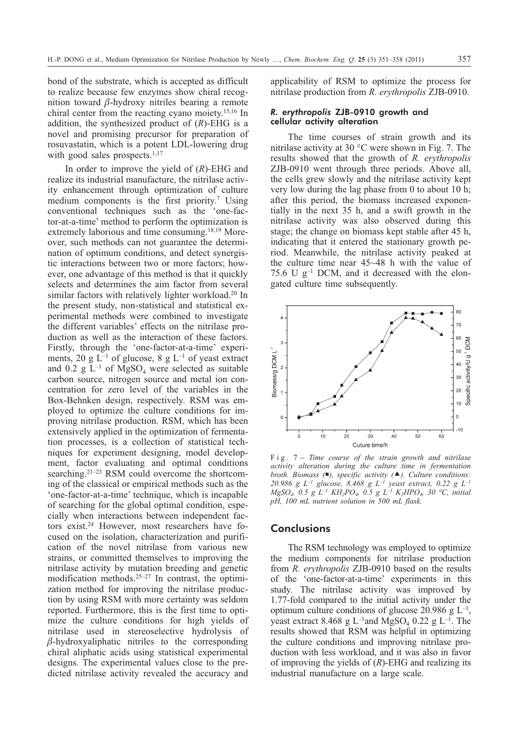bond of the substrate, which is accepted as difficult to realize because few enzymes show chiral recognition toward $\beta$-hydroxy nitriles bearing a remote chiral center from the reacting cyano moiety.[15,16] In addition, the synthesized product of (*R*)-EHG is a novel and promising precursor for preparation of rosuvastatin, which is a potent LDL-lowering drug with good sales prospects.[1,17]

In order to improve the yield of (*R*)-EHG and realize its industrial manufacture, the nitrilase activity enhancement through optimization of culture medium components is the first priority.[7] Using conventional techniques such as the 'one-factor-at-a-time' method to perform the optimization is extremely laborious and time consuming.[18,19] Moreover, such methods can not guarantee the determination of optimum conditions, and detect synergistic interactions between two or more factors; however, one advantage of this method is that it quickly selects and determines the aim factor from several similar factors with relatively lighter workload.[20] In the present study, non-statistical and statistical experimental methods were combined to investigate the different variables' effects on the nitrilase production as well as the interaction of these factors. Firstly, through the 'one-factor-at-a-time' experiments, 20 g $L^{-1}$ of glucose, 8 g $L^{-1}$ of yeast extract and 0.2 g $L^{-1}$ of $MgSO_4$ were selected as suitable carbon source, nitrogen source and metal ion concentration for zero level of the variables in the Box-Behnken design, respectively. RSM was employed to optimize the culture conditions for improving nitrilase production. RSM, which has been extensively applied in the optimization of fermentation processes, is a collection of statistical techniques for experiment designing, model development, factor evaluating and optimal conditions searching.[21–23] RSM could overcome the shortcoming of the classical or empirical methods such as the 'one-factor-at-a-time' technique, which is incapable of searching for the global optimal condition, especially when interactions between independent factors exist.[24] However, most researchers have focused on the isolation, characterization and purification of the novel nitrilase from various new strains, or committed themselves to improving the nitrilase activity by mutation breeding and genetic modification methods.[25–27] In contrast, the optimization method for improving the nitrilase production by using RSM with more certainty was seldom reported. Furthermore, this is the first time to optimize the culture conditions for high yields of nitrilase used in stereoselective hydrolysis of $\beta$-hydroxyaliphatic nitriles to the corresponding chiral aliphatic acids using statistical experimental designs. The experimental values close to the predicted nitrilase activity revealed the accuracy and applicability of RSM to optimize the process for nitrilase production from *R. erythropolis* ZJB-0910.

### *R. erythropolis* ZJB-0910 growth and cellular activity alteration

The time courses of strain growth and its nitrilase activity at 30 °C were shown in Fig. 7. The results showed that the growth of *R. erythropolis* ZJB-0910 went through three periods. Above all, the cells grew slowly and the nitrilase activity kept very low during the lag phase from 0 to about 10 h; after this period, the biomass increased exponentially in the next 35 h, and a swift growth in the nitrilase activity was also observed during this stage; the change on biomass kept stable after 45 h, indicating that it entered the stationary growth period. Meanwhile, the nitrilase activity peaked at the culture time near 45~48 h with the value of 75.6 U $g^{-1}$ DCM, and it decreased with the elongated culture time subsequently.

Fig. 7 – *Time course of the strain growth and nitrilase activity alteration during the culture time in fermentation broth. Biomass (■), specific activity (▲). Culture conditions: 20.986 g $L^{-1}$ glucose, 8.468 g $L^{-1}$ yeast extract, 0.22 g $L^{-1}$ $MgSO_4$, 0.5 g $L^{-1}$ $KH_2PO_4$, 0.5 g $L^{-1}$ $K_2HPO_4$, 30 °C, initial pH, 100 mL nutrient solution in 500 mL flask.*

## Conclusions

The RSM technology was employed to optimize the medium components for nitrilase production from *R. erythropolis* ZJB-0910 based on the results of the 'one-factor-at-a-time' experiments in this study. The nitrilase activity was improved by 1.77-fold compared to the initial activity under the optimum culture conditions of glucose 20.986 g $L^{-1}$, yeast extract 8.468 g $L^{-1}$and $MgSO_4$ 0.22 g $L^{-1}$. The results showed that RSM was helpful in optimizing the culture conditions and improving nitrilase production with less workload, and it was also in favor of improving the yields of (*R*)-EHG and realizing its industrial manufacture on a large scale.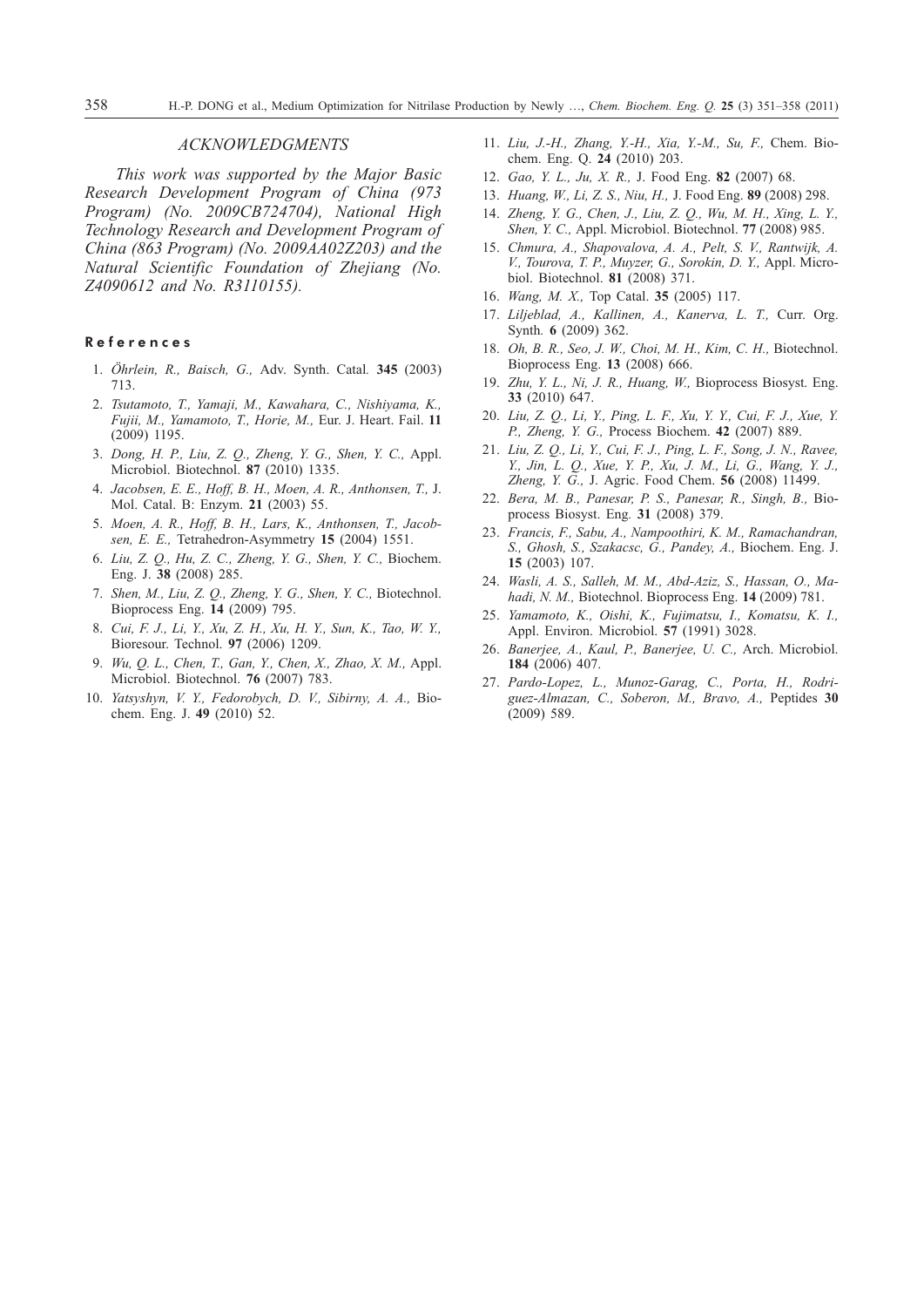## ACKNOWLEDGMENTS

*This work was supported by the Major Basic Research Development Program of China (973 Program) (No. 2009CB724704), National High Technology Research and Development Program of China (863 Program) (No. 2009AA02Z203) and the Natural Scientific Foundation of Zhejiang (No. Z4090612 and No. R3110155).*

## References

1. *Öhrlein, R., Baisch, G.,* Adv. Synth. Catal. **345** (2003) 713.
2. *Tsutamoto, T., Yamaji, M., Kawahara, C., Nishiyama, K., Fujii, M., Yamamoto, T., Horie, M.,* Eur. J. Heart. Fail. **11** (2009) 1195.
3. *Dong, H. P., Liu, Z. Q., Zheng, Y. G., Shen, Y. C.,* Appl. Microbiol. Biotechnol. **87** (2010) 1335.
4. *Jacobsen, E. E., Hoff, B. H., Moen, A. R., Anthonsen, T.,* J. Mol. Catal. B: Enzym. **21** (2003) 55.
5. *Moen, A. R., Hoff, B. H., Lars, K., Anthonsen, T., Jacobsen, E. E.,* Tetrahedron-Asymmetry **15** (2004) 1551.
6. *Liu, Z. Q., Hu, Z. C., Zheng, Y. G., Shen, Y. C.,* Biochem. Eng. J. **38** (2008) 285.
7. *Shen, M., Liu, Z. Q., Zheng, Y. G., Shen, Y. C.,* Biotechnol. Bioprocess Eng. **14** (2009) 795.
8. *Cui, F. J., Li, Y., Xu, Z. H., Xu, H. Y., Sun, K., Tao, W. Y.,* Bioresour. Technol. **97** (2006) 1209.
9. *Wu, Q. L., Chen, T., Gan, Y., Chen, X., Zhao, X. M.,* Appl. Microbiol. Biotechnol. **76** (2007) 783.
10. *Yatsyshyn, V. Y., Fedorobych, D. V., Sibirny, A. A.,* Biochem. Eng. J. **49** (2010) 52.
11. *Liu, J.-H., Zhang, Y.-H., Xia, Y.-M., Su, F.,* Chem. Biochem. Eng. Q. **24** (2010) 203.
12. *Gao, Y. L., Ju, X. R.,* J. Food Eng. **82** (2007) 68.
13. *Huang, W., Li, Z. S., Niu, H.,* J. Food Eng. **89** (2008) 298.
14. *Zheng, Y. G., Chen, J., Liu, Z. Q., Wu, M. H., Xing, L. Y., Shen, Y. C.,* Appl. Microbiol. Biotechnol. **77** (2008) 985.
15. *Chmura, A., Shapovalova, A. A., Pelt, S. V., Rantwijk, A. V., Tourova, T. P., Muyzer, G., Sorokin, D. Y.,* Appl. Microbiol. Biotechnol. **81** (2008) 371.
16. *Wang, M. X.,* Top Catal. **35** (2005) 117.
17. *Liljeblad, A., Kallinen, A., Kanerva, L. T.,* Curr. Org. Synth. **6** (2009) 362.
18. *Oh, B. R., Seo, J. W., Choi, M. H., Kim, C. H.,* Biotechnol. Bioprocess Eng. **13** (2008) 666.
19. *Zhu, Y. L., Ni, J. R., Huang, W.,* Bioprocess Biosyst. Eng. **33** (2010) 647.
20. *Liu, Z. Q., Li, Y., Ping, L. F., Xu, Y. Y., Cui, F. J., Xue, Y. P., Zheng, Y. G.,* Process Biochem. **42** (2007) 889.
21. *Liu, Z. Q., Li, Y., Cui, F. J., Ping, L. F., Song, J. N., Ravee, Y., Jin, L. Q., Xue, Y. P., Xu, J. M., Li, G., Wang, Y. J., Zheng, Y. G.,* J. Agric. Food Chem. **56** (2008) 11499.
22. *Bera, M. B., Panesar, P. S., Panesar, R., Singh, B.,* Bioprocess Biosyst. Eng. **31** (2008) 379.
23. *Francis, F., Sabu, A., Nampoothiri, K. M., Ramachandran, S., Ghosh, S., Szakacsc, G., Pandey, A.,* Biochem. Eng. J. **15** (2003) 107.
24. *Wasli, A. S., Salleh, M. M., Abd-Aziz, S., Hassan, O., Mahadi, N. M.,* Biotechnol. Bioprocess Eng. **14** (2009) 781.
25. *Yamamoto, K., Oishi, K., Fujimatsu, I., Komatsu, K. I.,* Appl. Environ. Microbiol. **57** (1991) 3028.
26. *Banerjee, A., Kaul, P., Banerjee, U. C.,* Arch. Microbiol. **184** (2006) 407.
27. *Pardo-Lopez, L., Munoz-Garag, C., Porta, H., Rodriguez-Almazan, C., Soberon, M., Bravo, A.,* Peptides **30** (2009) 589.